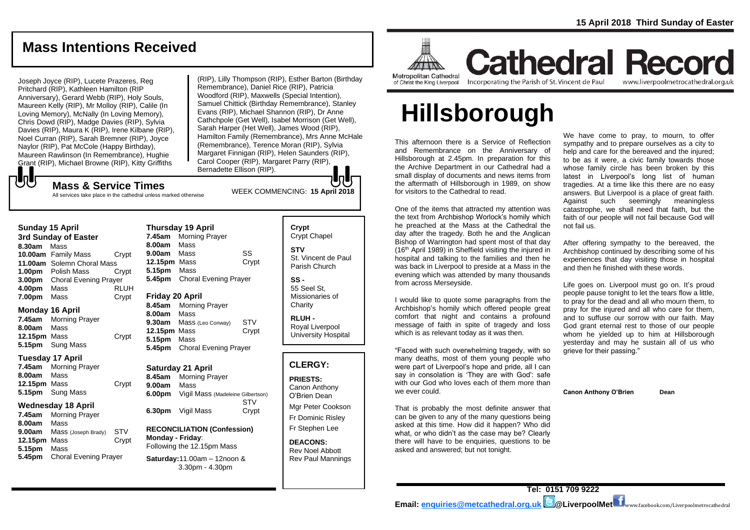15 April 2018 Third Sunday of Easter

## Mass Intentions Received

Joseph Joyce (RIP), Lucete Prazeres, Reg Pritchard (RIP), Kathleen Hamilton (RIP Anniversary), Gerard Webb (RIP), Holy Souls, Maureen Kelly (RIP), Mr Molloy (RIP), Calile (In Loving Memory), McNally (In Loving Memory), Chris Dowd (RIP), Madge Davies (RIP), Sylvia Davies (RIP), Maura K (RIP), Irene Kilbane (RIP), Noel Curran (RIP), Sarah Bremner (RIP), Joyce Naylor (RIP), Pat McCole (Happy Birthday), Maureen Rawlinson (In Remembrance), Hughie Grant (RIP), Michael Browne (RIP), Kitty Griffiths (RIP), Lilly Thompson (RIP), Esther Barton (Birthday Remembrance), Daniel Rice (RIP), Patricia Woodford (RIP), Maxwells (Special Intention), Samuel Chittick (Birthday Remembrance), Stanley Evans (RIP), Michael Shannon (RIP), Dr Anne Cathchpole (Get Well), Isabel Morrison (Get Well), Sarah Harper (Het Well), James Wood (RIP), Hamilton Family (Remembrance), Mrs Anne McHale (Remembrance), Terence Moran (RIP), Sylvia Margaret Finnigan (RIP), Helen Saunders (RIP), Carol Cooper (RIP), Margaret Parry (RIP), Bernadette Ellison (RIP).

## Mass & Service Times

All services take place in the cathedral unless marked otherwise

WEEK COMMENCING: **15 April 2018**

### Sunday 15 April
**3rd Sunday of Easter**

| | | |
|---|---|---|
| **8.30am** | Mass | |
| **10.00am** | Family Mass | Crypt |
| **11.00am** | Solemn Choral Mass | |
| **1.00pm** | Polish Mass | Crypt |
| **3.00pm** | Choral Evening Prayer | |
| **4.00pm** | Mass | RLUH |
| **7.00pm** | Mass | Crypt |

### Monday 16 April

| | | |
|---|---|---|
| **7.45am** | Morning Prayer | |
| **8.00am** | Mass | |
| **12.15pm** | Mass | Crypt |
| **5.15pm** | Sung Mass | |

### Tuesday 17 April

| | | |
|---|---|---|
| **7.45am** | Morning Prayer | |
| **8.00am** | Mass | |
| **12.15pm** | Mass | Crypt |
| **5.15pm** | Sung Mass | |

### Wednesday 18 April

| | | |
|---|---|---|
| **7.45am** | Morning Prayer | |
| **8.00am** | Mass | |
| **9.00am** | Mass (Joseph Brady) | STV |
| **12.15pm** | Mass | Crypt |
| **5.15pm** | Mass | |
| **5.45pm** | Choral Evening Prayer | |

### Thursday 19 April

| | | |
|---|---|---|
| **7.45am** | Morning Prayer | |
| **8.00am** | Mass | |
| **9.00am** | Mass | SS |
| **12.15pm** | Mass | Crypt |
| **5.15pm** | Mass | |
| **5.45pm** | Choral Evening Prayer | |

### Friday 20 April

| | | |
|---|---|---|
| **8.45am** | Morning Prayer | |
| **8.00am** | Mass | |
| **9.30am** | Mass (Leo Conway) | STV |
| **12.15pm** | Mass | Crypt |
| **5.15pm** | Mass | |
| **5.45pm** | Choral Evening Prayer | |

### Saturday 21 April

| | | |
|---|---|---|
| **8.45am** | Morning Prayer | |
| **9.00am** | Mass | |
| **6.00pm** | Vigil Mass (Madeleine Gilbertson) | STV |
| **6.30pm** | Vigil Mass | Crypt |

**RECONCILIATION (Confession)**
**Monday - Friday**: Following the 12.15pm Mass
**Saturday:** 11.00am – 12noon & 3.30pm - 4.30pm

**Crypt**
Crypt Chapel

**STV**
St. Vincent de Paul Parish Church

**SS -**
55 Seel St, Missionaries of Charity

**RLUH -**
Royal Liverpool University Hospital

## CLERGY:

**PRIESTS:**
Canon Anthony O'Brien Dean
Mgr Peter Cookson
Fr Dominic Risley
Fr Stephen Lee

**DEACONS:**
Rev Noel Abbott
Rev Paul Mannings

Metropolitan Cathedral of Christ the King Liverpool

# Cathedral Record

Incorporating the Parish of St. Vincent de Paul www.liverpoolmetrocathedral.org.uk

# Hillsborough

This afternoon there is a Service of Reflection and Remembrance on the Anniversary of Hillsborough at 2.45pm. In preparation for this the Archive Department in our Cathedral had a small display of documents and news items from the aftermath of Hillsborough in 1989, on show for visitors to the Cathedral to read.

One of the items that attracted my attention was the text from Archbishop Worlock's homily which he preached at the Mass at the Cathedral the day after the tragedy. Both he and the Anglican Bishop of Warrington had spent most of that day (16th April 1989) in Sheffield visiting the injured in hospital and talking to the families and then he was back in Liverpool to preside at a Mass in the evening which was attended by many thousands from across Merseyside.

I would like to quote some paragraphs from the Archbishop's homily which offered people great comfort that night and contains a profound message of faith in spite of tragedy and loss which is as relevant today as it was then.

"Faced with such overwhelming tragedy, with so many deaths, most of them young people who were part of Liverpool's hope and pride, all I can say in consolation is 'They are with God': safe with our God who loves each of them more than we ever could.

That is probably the most definite answer that can be given to any of the many questions being asked at this time. How did it happen? Who did what, or who didn't as the case may be? Clearly there will have to be enquiries, questions to be asked and answered; but not tonight.

We have come to pray, to mourn, to offer sympathy and to prepare ourselves as a city to help and care for the bereaved and the injured; to be as it were, a civic family towards those whose family circle has been broken by this latest in Liverpool's long list of human tragedies. At a time like this there are no easy answers. But Liverpool is a place of great faith. Against such seemingly meaningless catastrophe, we shall need that faith, but the faith of our people will not fail because God will not fail us.

After offering sympathy to the bereaved, the Archbishop continued by describing some of his experiences that day visiting those in hospital and then he finished with these words.

Life goes on. Liverpool must go on. It's proud people pause tonight to let the tears flow a little, to pray for the dead and all who mourn them, to pray for the injured and all who care for them, and to suffuse our sorrow with our faith. May God grant eternal rest to those of our people whom he yielded up to him at Hillsborough yesterday and may he sustain all of us who grieve for their passing."

**Canon Anthony O'Brien Dean**

**Tel: 0151 709 9222**
**Email: enquiries@metcathedral.org.uk @LiverpoolMet** www.facebook.com/Liverpoolmetrocathedral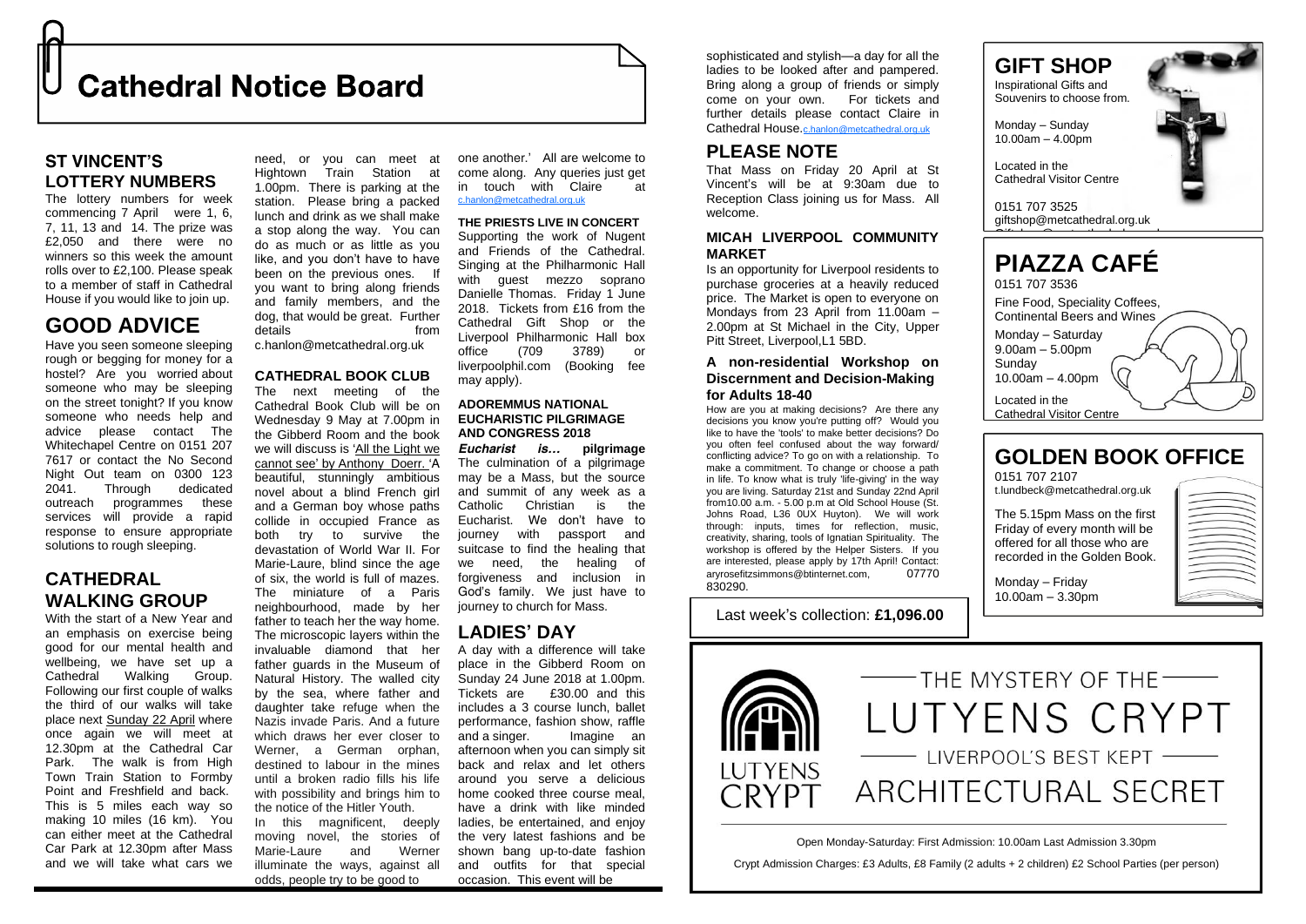# Cathedral Notice Board

## ST VINCENT'S LOTTERY NUMBERS

The lottery numbers for week commencing 7 April were 1, 6, 7, 11, 13 and 14. The prize was £2,050 and there were no winners so this week the amount rolls over to £2,100. Please speak to a member of staff in Cathedral House if you would like to join up.

## GOOD ADVICE

Have you seen someone sleeping rough or begging for money for a hostel? Are you worried about someone who may be sleeping on the street tonight? If you know someone who needs help and advice please contact The Whitechapel Centre on 0151 207 7617 or contact the No Second Night Out team on 0300 123 2041. Through dedicated outreach programmes these services will provide a rapid response to ensure appropriate solutions to rough sleeping.

## CATHEDRAL WALKING GROUP

With the start of a New Year and an emphasis on exercise being good for our mental health and wellbeing, we have set up a Cathedral Walking Group. Following our first couple of walks the third of our walks will take place next Sunday 22 April where once again we will meet at 12.30pm at the Cathedral Car Park. The walk is from High Town Train Station to Formby Point and Freshfield and back. This is 5 miles each way so making 10 miles (16 km). You can either meet at the Cathedral Car Park at 12.30pm after Mass and we will take what cars we need, or you can meet at Hightown Train Station at 1.00pm. There is parking at the station. Please bring a packed lunch and drink as we shall make a stop along the way. You can do as much or as little as you like, and you don't have to have been on the previous ones. If you want to bring along friends and family members, and the dog, that would be great. Further details from c.hanlon@metcathedral.org.uk

### CATHEDRAL BOOK CLUB

The next meeting of the Cathedral Book Club will be on Wednesday 9 May at 7.00pm in the Gibberd Room and the book we will discuss is 'All the Light we cannot see' by Anthony Doerr. 'A beautiful, stunningly ambitious novel about a blind French girl and a German boy whose paths collide in occupied France as both try to survive the devastation of World War II. For Marie-Laure, blind since the age of six, the world is full of mazes. The miniature of a Paris neighbourhood, made by her father to teach her the way home. The microscopic layers within the invaluable diamond that her father guards in the Museum of Natural History. The walled city by the sea, where father and daughter take refuge when the Nazis invade Paris. And a future which draws her ever closer to Werner, a German orphan, destined to labour in the mines until a broken radio fills his life with possibility and brings him to the notice of the Hitler Youth.

In this magnificent, deeply moving novel, the stories of Marie-Laure and Werner illuminate the ways, against all odds, people try to be good to one another.' All are welcome to come along. Any queries just get in touch with Claire at c.hanlon@metcathedral.org.uk

### THE PRIESTS LIVE IN CONCERT

Supporting the work of Nugent and Friends of the Cathedral. Singing at the Philharmonic Hall with guest mezzo soprano Danielle Thomas. Friday 1 June 2018. Tickets from £16 from the Cathedral Gift Shop or the Liverpool Philharmonic Hall box office (709 3789) or liverpoolphil.com (Booking fee may apply).

### ADOREMMUS NATIONAL EUCHARISTIC PILGRIMAGE AND CONGRESS 2018

***Eucharist is…*** **pilgrimage** The culmination of a pilgrimage may be a Mass, but the source and summit of any week as a Catholic Christian is the Eucharist. We don't have to journey with passport and suitcase to find the healing that we need, the healing of forgiveness and inclusion in God's family. We just have to journey to church for Mass.

## LADIES' DAY

A day with a difference will take place in the Gibberd Room on Sunday 24 June 2018 at 1.00pm. Tickets are £30.00 and this includes a 3 course lunch, ballet performance, fashion show, raffle and a singer. Imagine an afternoon when you can simply sit back and relax and let others around you serve a delicious home cooked three course meal, have a drink with like minded ladies, be entertained, and enjoy the very latest fashions and be shown bang up-to-date fashion and outfits for that special occasion. This event will be sophisticated and stylish—a day for all the ladies to be looked after and pampered. Bring along a group of friends or simply come on your own. For tickets and further details please contact Claire in Cathedral House. c.hanlon@metcathedral.org.uk

## PLEASE NOTE

That Mass on Friday 20 April at St Vincent's will be at 9:30am due to Reception Class joining us for Mass. All welcome.

### MICAH LIVERPOOL COMMUNITY MARKET

Is an opportunity for Liverpool residents to purchase groceries at a heavily reduced price. The Market is open to everyone on Mondays from 23 April from 11.00am – 2.00pm at St Michael in the City, Upper Pitt Street, Liverpool, L1 5BD.

### A non-residential Workshop on Discernment and Decision-Making for Adults 18-40

How are you at making decisions? Are there any decisions you know you're putting off? Would you like to have the 'tools' to make better decisions? Do you often feel confused about the way forward/ conflicting advice? To go on with a relationship. To make a commitment. To change or choose a path in life. To know what is truly 'life-giving' in the way you are living. Saturday 21st and Sunday 22nd April from10.00 a.m. - 5.00 p.m at Old School House (St. Johns Road, L36 0UX Huyton). We will work through: inputs, times for reflection, music, creativity, sharing, tools of Ignatian Spirituality. The workshop is offered by the Helper Sisters. If you are interested, please apply by 17th April! Contact: aryrosefitzsimmons@btinternet.com, 07770 830290.

Last week's collection: **£1,096.00**

## GIFT SHOP

Inspirational Gifts and Souvenirs to choose from.

Monday – Sunday
10.00am – 4.00pm

Located in the Cathedral Visitor Centre

0151 707 3525
giftshop@metcathedral.org.uk

## PIAZZA CAFÉ

0151 707 3536

Fine Food, Speciality Coffees, Continental Beers and Wines

Monday – Saturday
9.00am – 5.00pm
Sunday
10.00am – 4.00pm

Located in the Cathedral Visitor Centre

## GOLDEN BOOK OFFICE

0151 707 2107
t.lundbeck@metcathedral.org.uk

The 5.15pm Mass on the first Friday of every month will be offered for all those who are recorded in the Golden Book.

Monday – Friday
10.00am – 3.30pm

LUTYENS CRYPT

THE MYSTERY OF THE LUTYENS CRYPT

LIVERPOOL'S BEST KEPT ARCHITECTURAL SECRET

Open Monday-Saturday: First Admission: 10.00am Last Admission 3.30pm

Crypt Admission Charges: £3 Adults, £8 Family (2 adults + 2 children) £2 School Parties (per person)